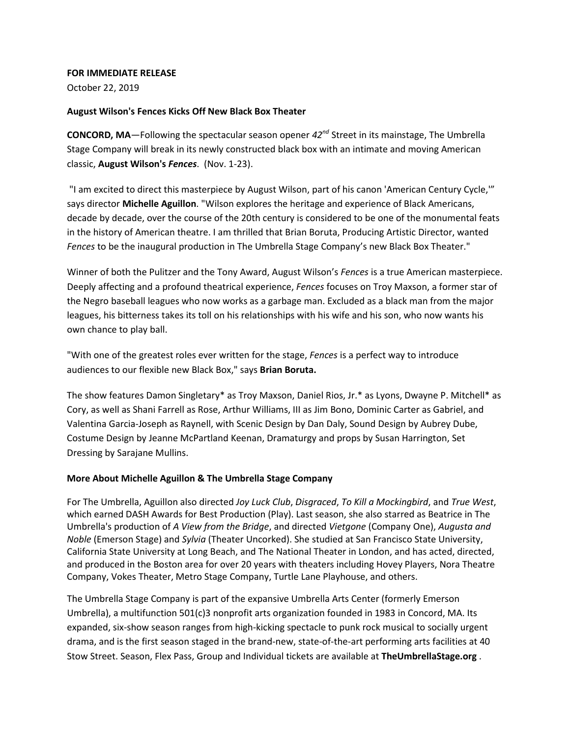**FOR IMMEDIATE RELEASE**

October 22, 2019

**August Wilson's Fences Kicks Off New Black Box Theater**

**CONCORD, MA**—Following the spectacular season opener *42nd* Street in its mainstage, The Umbrella Stage Company will break in its newly constructed black box with an intimate and moving American classic, **August Wilson's *Fences***. (Nov. 1-23).

"I am excited to direct this masterpiece by August Wilson, part of his canon 'American Century Cycle,'" says director **Michelle Aguillon**. "Wilson explores the heritage and experience of Black Americans, decade by decade, over the course of the 20th century is considered to be one of the monumental feats in the history of American theatre. I am thrilled that Brian Boruta, Producing Artistic Director, wanted *Fences* to be the inaugural production in The Umbrella Stage Company's new Black Box Theater."

Winner of both the Pulitzer and the Tony Award, August Wilson's *Fences* is a true American masterpiece. Deeply affecting and a profound theatrical experience, *Fences* focuses on Troy Maxson, a former star of the Negro baseball leagues who now works as a garbage man. Excluded as a black man from the major leagues, his bitterness takes its toll on his relationships with his wife and his son, who now wants his own chance to play ball.

"With one of the greatest roles ever written for the stage, *Fences* is a perfect way to introduce audiences to our flexible new Black Box," says **Brian Boruta.**

The show features Damon Singletary* as Troy Maxson, Daniel Rios, Jr.* as Lyons, Dwayne P. Mitchell* as Cory, as well as Shani Farrell as Rose, Arthur Williams, III as Jim Bono, Dominic Carter as Gabriel, and Valentina Garcia-Joseph as Raynell, with Scenic Design by Dan Daly, Sound Design by Aubrey Dube, Costume Design by Jeanne McPartland Keenan, Dramaturgy and props by Susan Harrington, Set Dressing by Sarajane Mullins.

**More About Michelle Aguillon & The Umbrella Stage Company**

For The Umbrella, Aguillon also directed *Joy Luck Club*, *Disgraced*, *To Kill a Mockingbird*, and *True West*, which earned DASH Awards for Best Production (Play). Last season, she also starred as Beatrice in The Umbrella's production of *A View from the Bridge*, and directed *Vietgone* (Company One), *Augusta and Noble* (Emerson Stage) and *Sylvia* (Theater Uncorked). She studied at San Francisco State University, California State University at Long Beach, and The National Theater in London, and has acted, directed, and produced in the Boston area for over 20 years with theaters including Hovey Players, Nora Theatre Company, Vokes Theater, Metro Stage Company, Turtle Lane Playhouse, and others.

The Umbrella Stage Company is part of the expansive Umbrella Arts Center (formerly Emerson Umbrella), a multifunction 501(c)3 nonprofit arts organization founded in 1983 in Concord, MA. Its expanded, six-show season ranges from high-kicking spectacle to punk rock musical to socially urgent drama, and is the first season staged in the brand-new, state-of-the-art performing arts facilities at 40 Stow Street. Season, Flex Pass, Group and Individual tickets are available at **TheUmbrellaStage.org** .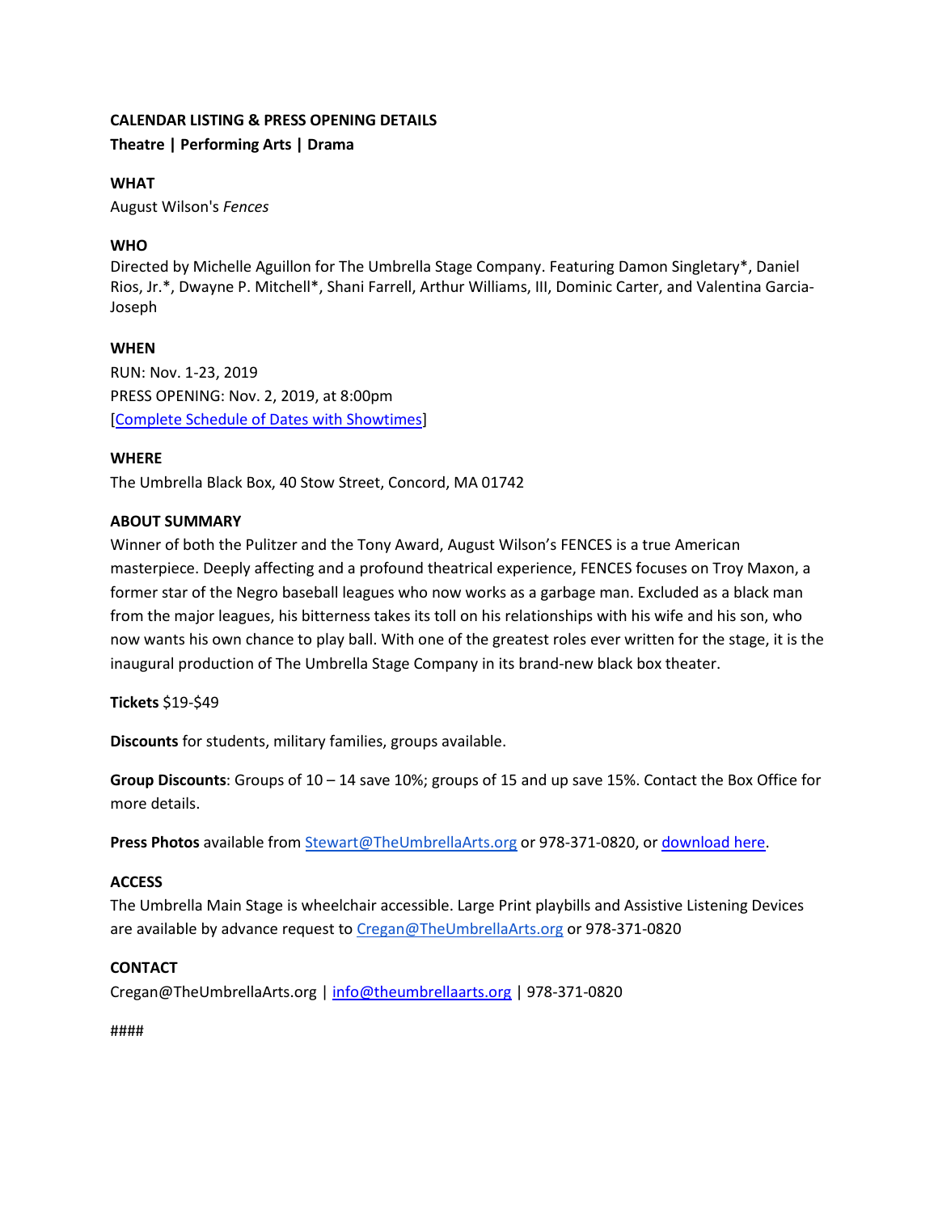**CALENDAR LISTING & PRESS OPENING DETAILS**
**Theatre | Performing Arts | Drama**

**WHAT**
August Wilson's *Fences*

**WHO**
Directed by Michelle Aguillon for The Umbrella Stage Company. Featuring Damon Singletary*, Daniel Rios, Jr.*, Dwayne P. Mitchell*, Shani Farrell, Arthur Williams, III, Dominic Carter, and Valentina Garcia-Joseph

**WHEN**
RUN: Nov. 1-23, 2019
PRESS OPENING: Nov. 2, 2019, at 8:00pm
[Complete Schedule of Dates with Showtimes]

**WHERE**
The Umbrella Black Box, 40 Stow Street, Concord, MA 01742

**ABOUT SUMMARY**
Winner of both the Pulitzer and the Tony Award, August Wilson's FENCES is a true American masterpiece. Deeply affecting and a profound theatrical experience, FENCES focuses on Troy Maxon, a former star of the Negro baseball leagues who now works as a garbage man. Excluded as a black man from the major leagues, his bitterness takes its toll on his relationships with his wife and his son, who now wants his own chance to play ball. With one of the greatest roles ever written for the stage, it is the inaugural production of The Umbrella Stage Company in its brand-new black box theater.

**Tickets** $19-$49

**Discounts** for students, military families, groups available.

**Group Discounts**: Groups of 10 – 14 save 10%; groups of 15 and up save 15%. Contact the Box Office for more details.

**Press Photos** available from Stewart@TheUmbrellaArts.org or 978-371-0820, or download here.

**ACCESS**
The Umbrella Main Stage is wheelchair accessible. Large Print playbills and Assistive Listening Devices are available by advance request to Cregan@TheUmbrellaArts.org or 978-371-0820

**CONTACT**
Cregan@TheUmbrellaArts.org | info@theumbrellaarts.org | 978-371-0820

####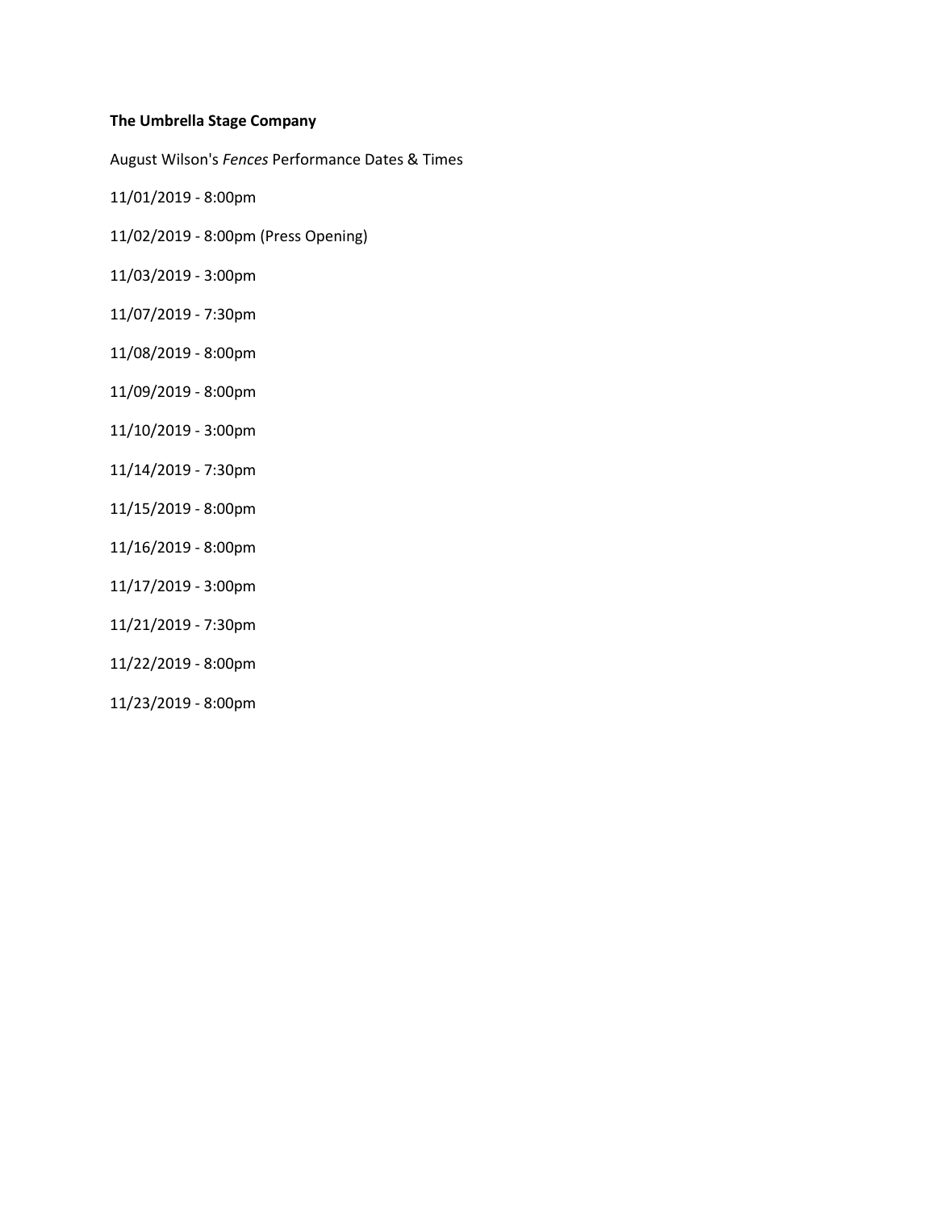**The Umbrella Stage Company**

August Wilson's *Fences* Performance Dates & Times

11/01/2019 - 8:00pm

11/02/2019 - 8:00pm (Press Opening)

11/03/2019 - 3:00pm

11/07/2019 - 7:30pm

11/08/2019 - 8:00pm

11/09/2019 - 8:00pm

11/10/2019 - 3:00pm

11/14/2019 - 7:30pm

11/15/2019 - 8:00pm

11/16/2019 - 8:00pm

11/17/2019 - 3:00pm

11/21/2019 - 7:30pm

11/22/2019 - 8:00pm

11/23/2019 - 8:00pm